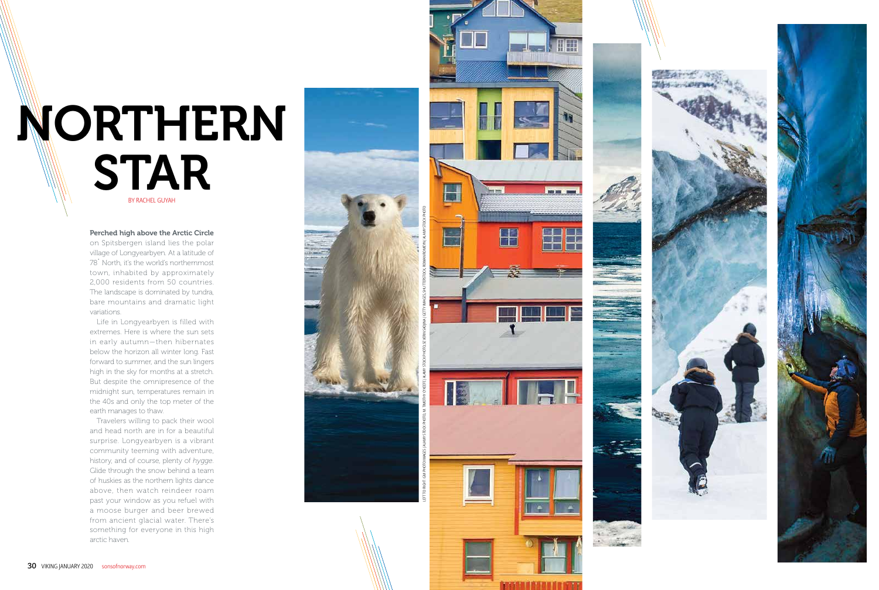# NORTHERN STAR

BY RACHEL GUYAH

**Perched high above the Arctic Circle** on Spitsbergen island lies the polar village of Longyearbyen. At a latitude of 78° North, it's the world's northernmost town, inhabited by approximately 2,000 residents from 50 countries. The landscape is dominated by tundra, bare mountains and dramatic light variations.

Life in Longyearbyen is filled with extremes. Here is where the sun sets in early autumn—then hibernates below the horizon all winter long. Fast forward to summer, and the sun lingers high in the sky for months at a stretch. But despite the omnipresence of the midnight sun, temperatures remain in the 40s and only the top meter of the earth manages to thaw.

Travelers willing to pack their wool and head north are in for a beautiful surprise. Longyearbyen is a vibrant community teeming with adventure, history, and of course, plenty of *hygge*. Glide through the snow behind a team of huskies as the northern lights dance above, then watch reindeer roam past your window as you refuel with a moose burger and beer brewed from ancient glacial water. There's something for everyone in this high arctic haven.

LEFT TO RIGHT: GM PHOTO IMAGES / ALAMY STOCK PHOTO; M. TIMOTHY O'KEEFE / ALAMY STOCK PHOTO; SEVERIN SADJINA / GETTY IMAGES; SHUTTERSTOCK; ROMAN KRUMEM / ALAMY STOCK PHOTO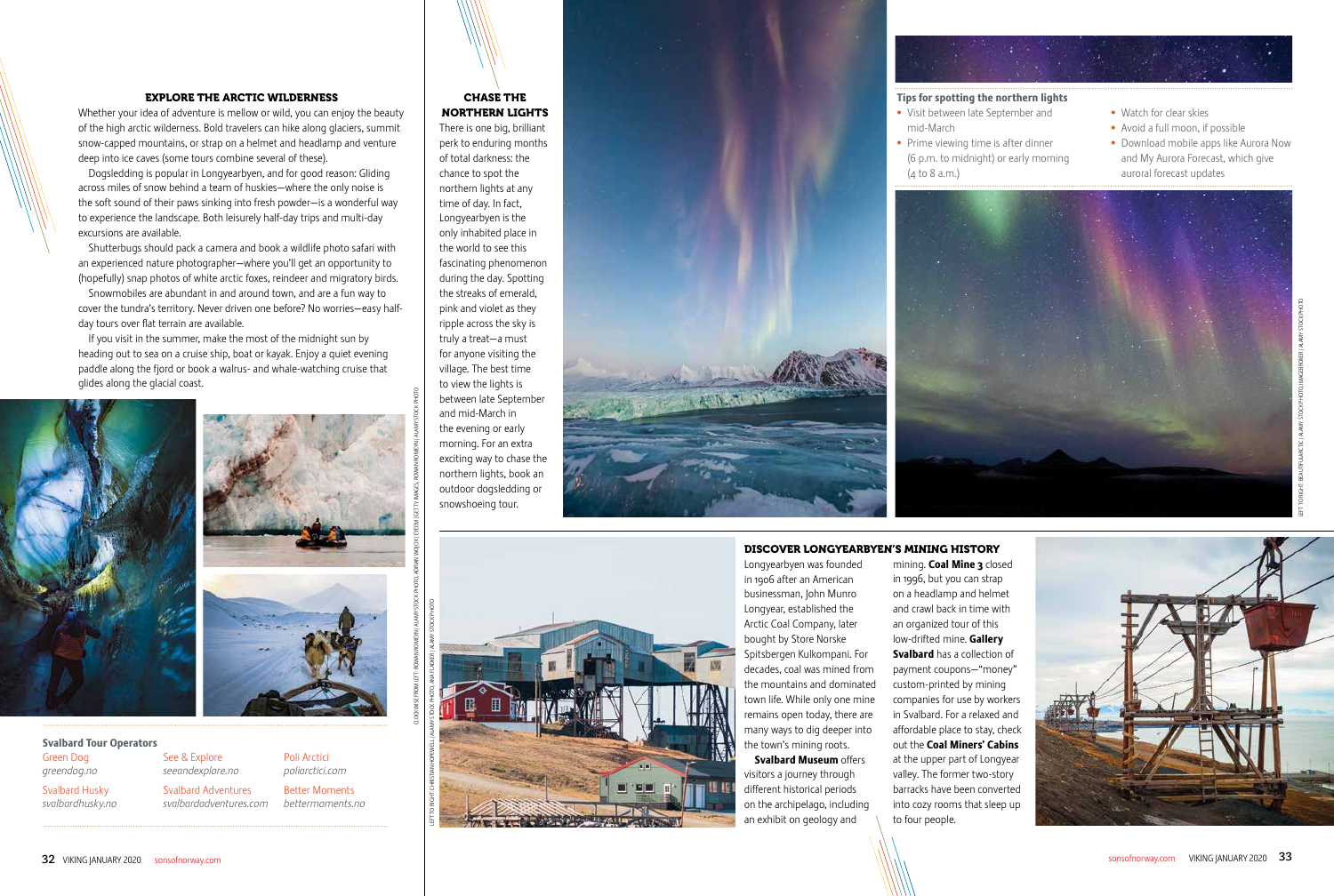## EXPLORE THE ARCTIC WILDERNESS

Whether your idea of adventure is mellow or wild, you can enjoy the beauty of the high arctic wilderness. Bold travelers can hike along glaciers, summit snow-capped mountains, or strap on a helmet and headlamp and venture deep into ice caves (some tours combine several of these).

Dogsledding is popular in Longyearbyen, and for good reason: Gliding across miles of snow behind a team of huskies—where the only noise is the soft sound of their paws sinking into fresh powder—is a wonderful way to experience the landscape. Both leisurely half-day trips and multi-day excursions are available.

Shutterbugs should pack a camera and book a wildlife photo safari with an experienced nature photographer—where you'll get an opportunity to (hopefully) snap photos of white arctic foxes, reindeer and migratory birds.

Snowmobiles are abundant in and around town, and are a fun way to cover the tundra's territory. Never driven one before? No worries—easy half-day tours over flat terrain are available.

If you visit in the summer, make the most of the midnight sun by heading out to sea on a cruise ship, boat or kayak. Enjoy a quiet evening paddle along the fjord or book a walrus- and whale-watching cruise that glides along the glacial coast.

CLOCKWISE FROM LEFT: ROMAN ROMENOV | ALAMY STOCK PHOTO, ADRIAN WOJCIK | EYEEM | GETTY IMAGES, ROMAN ROMENOV | ALAMY STOCK PHOTO

**Svalbard Tour Operators**

| | | |
|---|---|---|
| Green Dog<br>*greendog.no* | See & Explore<br>*seeandexplore.no* | Poli Arctici<br>*poliarctici.com* |
| Svalbard Husky<br>*svalbardhusky.no* | Svalbard Adventures<br>*svalbardadventures.com* | Better Moments<br>*bettermoments.no* |

## CHASE THE NORTHERN LIGHTS

There is one big, brilliant perk to enduring months of total darkness: the chance to spot the northern lights at any time of day. In fact, Longyearbyen is the only inhabited place in the world to see this fascinating phenomenon during the day. Spotting the streaks of emerald, pink and violet as they ripple across the sky is truly a treat—a must for anyone visiting the village. The best time to view the lights is between late September and mid-March in the evening or early morning. For an extra exciting way to chase the northern lights, book an outdoor dogsledding or snowshoeing tour.

**Tips for spotting the northern lights**

- Visit between late September and mid-March
- Prime viewing time is after dinner (6 p.m. to midnight) or early morning (4 to 8 a.m.)
- Watch for clear skies
- Avoid a full moon, if possible
- Download mobile apps like Aurora Now and My Aurora Forecast, which give auroral forecast updates

LEFT TO RIGHT: BEAUTIFULARCTIC | ALAMY STOCK PHOTO, IMAGEBROKER | ALAMY STOCK PHOTO

## DISCOVER LONGYEARBYEN'S MINING HISTORY

Longyearbyen was founded in 1906 after an American businessman, John Munro Longyear, established the Arctic Coal Company, later bought by Store Norske Spitsbergen Kulkompani. For decades, coal was mined from the mountains and dominated town life. While only one mine remains open today, there are many ways to dig deeper into the town's mining roots.

**Svalbard Museum** offers visitors a journey through different historical periods on the archipelago, including an exhibit on geology and mining. **Coal Mine 3** closed in 1996, but you can strap on a headlamp and helmet and crawl back in time with an organized tour of this low-drifted mine. **Gallery Svalbard** has a collection of payment coupons—"money" custom-printed by mining companies for use by workers in Svalbard. For a relaxed and affordable place to stay, check out the **Coal Miners' Cabins** at the upper part of Longyear valley. The former two-story barracks have been converted into cozy rooms that sleep up to four people.

LEFT TO RIGHT: CHRISTIAN HOPEWELL | ALAMY STOCK PHOTO, ANA FLASKER | ALAMY STOCK PHOTO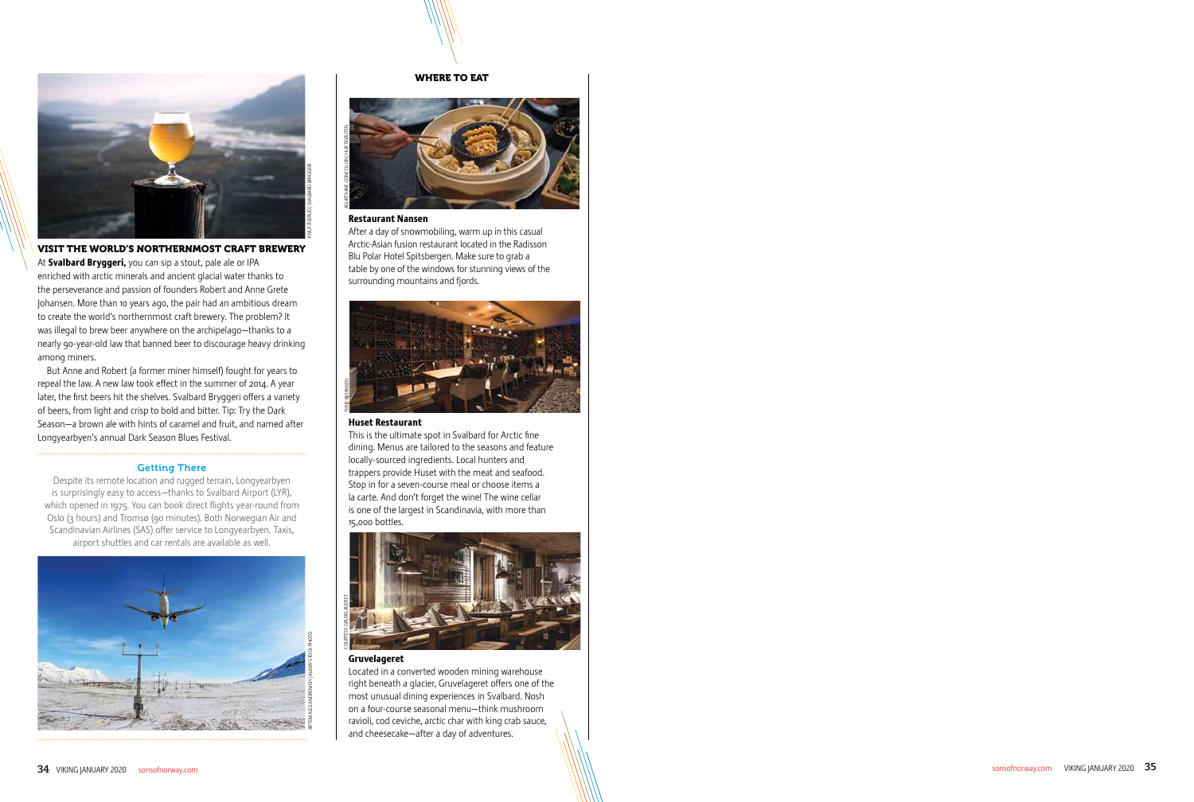## VISIT THE WORLD'S NORTHERNMOST CRAFT BREWERY

At **Svalbard Bryggeri,** you can sip a stout, pale ale or IPA enriched with arctic minerals and ancient glacial water thanks to the perseverance and passion of founders Robert and Anne Grete Johansen. More than 10 years ago, the pair had an ambitious dream to create the world's northernmost craft brewery. The problem? It was illegal to brew beer anywhere on the archipelago—thanks to a nearly 90-year-old law that banned beer to discourage heavy drinking among miners.

But Anne and Robert (a former miner himself) fought for years to repeal the law. A new law took effect in the summer of 2014. A year later, the first beers hit the shelves. Svalbard Bryggeri offers a variety of beers, from light and crisp to bold and bitter. Tip: Try the Dark Season—a brown ale with hints of caramel and fruit, and named after Longyearbyen's annual Dark Season Blues Festival.

### Getting There

Despite its remote location and rugged terrain, Longyearbyen is surprisingly easy to access—thanks to Svalbard Airport (LYR), which opened in 1975. You can book direct flights year-round from Oslo (3 hours) and Tromsø (90 minutes). Both Norwegian Air and Scandinavian Airlines (SAS) offer service to Longyearbyen. Taxis, airport shuttles and car rentals are available as well.

## WHERE TO EAT

### Restaurant Nansen

After a day of snowmobiling, warm up in this casual Arctic-Asian fusion restaurant located in the Radisson Blu Polar Hotel Spitsbergen. Make sure to grab a table by one of the windows for stunning views of the surrounding mountains and fjords.

### Huset Restaurant

This is the ultimate spot in Svalbard for Arctic fine dining. Menus are tailored to the seasons and feature locally-sourced ingredients. Local hunters and trappers provide Huset with the meat and seafood. Stop in for a seven-course meal or choose items a la carte. And don't forget the wine! The wine cellar is one of the largest in Scandinavia, with more than 15,000 bottles.

### Gruvelageret

Located in a converted wooden mining warehouse right beneath a glacier, Gruvelageret offers one of the most unusual dining experiences in Svalbard. Nosh on a four-course seasonal menu—think mushroom ravioli, cod ceviche, arctic char with king crab sauce, and cheesecake—after a day of adventures.